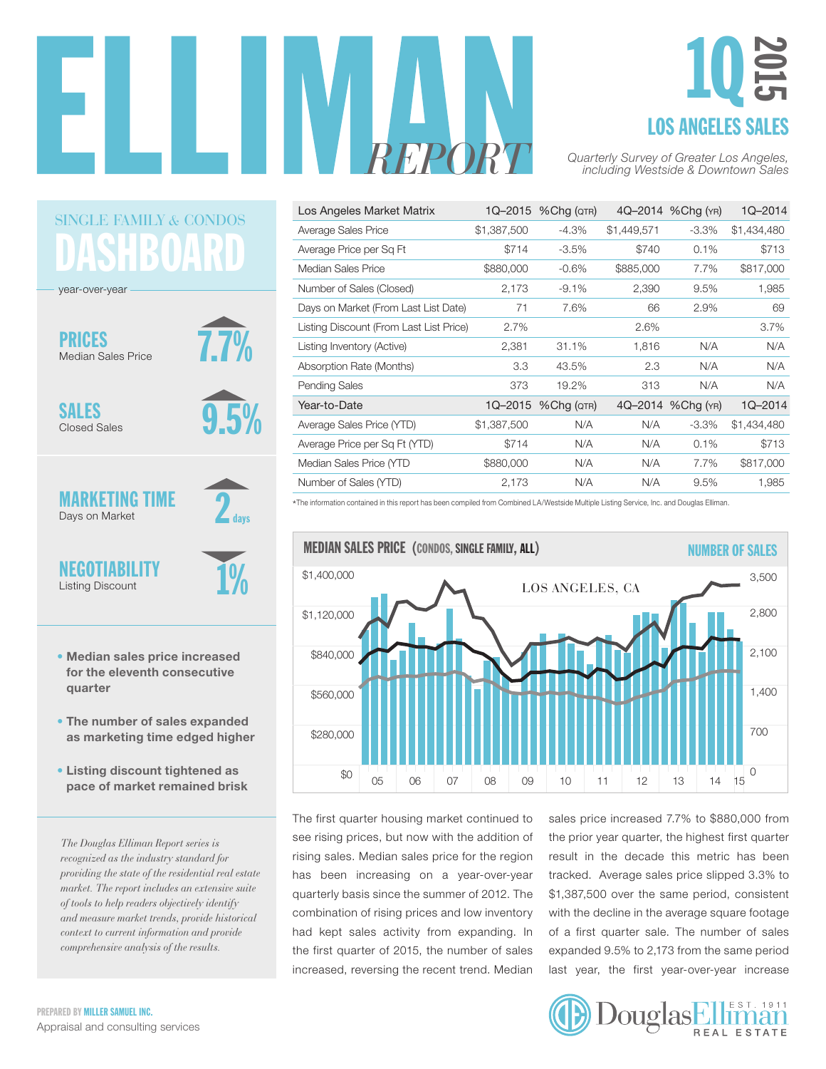# ELLIMAN REPORT

## 1Q 2015

## LOS ANGELES SALES

*Quarterly Survey of Greater Los Angeles, including Westside & Downtown Sales*

| Los Angeles Market Matrix | 1Q–2015 | %Chg (QTR) | 4Q–2014 | %Chg (YR) | 1Q–2014 |
|---|---|---|---|---|---|
| Average Sales Price | $1,387,500 | -4.3% | $1,449,571 | -3.3% | $1,434,480 |
| Average Price per Sq Ft | $714 | -3.5% | $740 | 0.1% | $713 |
| Median Sales Price | $880,000 | -0.6% | $885,000 | 7.7% | $817,000 |
| Number of Sales (Closed) | 2,173 | -9.1% | 2,390 | 9.5% | 1,985 |
| Days on Market (From Last List Date) | 71 | 7.6% | 66 | 2.9% | 69 |
| Listing Discount (From Last List Price) | 2.7% | | 2.6% | | 3.7% |
| Listing Inventory (Active) | 2,381 | 31.1% | 1,816 | N/A | N/A |
| Absorption Rate (Months) | 3.3 | 43.5% | 2.3 | N/A | N/A |
| Pending Sales | 373 | 19.2% | 313 | N/A | N/A |
| **Year-to-Date** | **1Q–2015** | **%Chg (QTR)** | **4Q–2014** | **%Chg (YR)** | **1Q–2014** |
| Average Sales Price (YTD) | $1,387,500 | N/A | N/A | -3.3% | $1,434,480 |
| Average Price per Sq Ft (YTD) | $714 | N/A | N/A | 0.1% | $713 |
| Median Sales Price (YTD | $880,000 | N/A | N/A | 7.7% | $817,000 |
| Number of Sales (YTD) | 2,173 | N/A | N/A | 9.5% | 1,985 |

*The information contained in this report has been compiled from Combined LA/Westside Multiple Listing Service, Inc. and Douglas Elliman.

### SINGLE FAMILY & CONDOS DASHBOARD

year-over-year

**PRICES** Median Sales Price — 7.7% (up)

**SALES** Closed Sales — 9.5% (up)

**MARKETING TIME** Days on Market — 2 days (up)

**NEGOTIABILITY** Listing Discount — 1% (down)

- Median sales price increased for the eleventh consecutive quarter
- The number of sales expanded as marketing time edged higher
- Listing discount tightened as pace of market remained brisk

*The Douglas Elliman Report series is recognized as the industry standard for providing the state of the residential real estate market. The report includes an extensive suite of tools to help readers objectively identify and measure market trends, provide historical context to current information and provide comprehensive analysis of the results.*

**MEDIAN SALES PRICE (CONDOS, SINGLE FAMILY, ALL)** — NUMBER OF SALES

LOS ANGELES, CA

The first quarter housing market continued to see rising prices, but now with the addition of rising sales. Median sales price for the region has been increasing on a year-over-year quarterly basis since the summer of 2012. The combination of rising prices and low inventory had kept sales activity from expanding. In the first quarter of 2015, the number of sales increased, reversing the recent trend. Median sales price increased 7.7% to $880,000 from the prior year quarter, the highest first quarter result in the decade this metric has been tracked. Average sales price slipped 3.3% to $1,387,500 over the same period, consistent with the decline in the average square footage of a first quarter sale. The number of sales expanded 9.5% to 2,173 from the same period last year, the first year-over-year increase

PREPARED BY MILLER SAMUEL INC.
Appraisal and consulting services

Douglas Elliman Real Estate — EST. 1911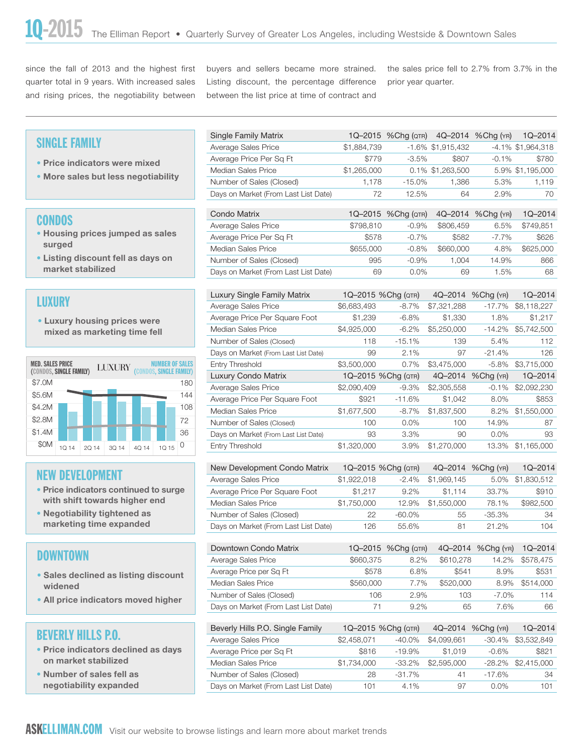since the fall of 2013 and the highest first quarter total in 9 years. With increased sales and rising prices, the negotiability between buyers and sellers became more strained. Listing discount, the percentage difference between the list price at time of contract and the sales price fell to 2.7% from 3.7% in the prior year quarter.

## SINGLE FAMILY

- Price indicators were mixed
- More sales but less negotiability

| Single Family Matrix | 1Q–2015 | %Chg (QTR) | 4Q–2014 | %Chg (YR) | 1Q–2014 |
|---|---|---|---|---|---|
| Average Sales Price | $1,884,739 | -1.6% | $1,915,432 | -4.1% | $1,964,318 |
| Average Price Per Sq Ft | $779 | -3.5% | $807 | -0.1% | $780 |
| Median Sales Price | $1,265,000 | 0.1% | $1,263,500 | 5.9% | $1,195,000 |
| Number of Sales (Closed) | 1,178 | -15.0% | 1,386 | 5.3% | 1,119 |
| Days on Market (From Last List Date) | 72 | 12.5% | 64 | 2.9% | 70 |

## CONDOS

- Housing prices jumped as sales surged
- Listing discount fell as days on market stabilized

| Condo Matrix | 1Q–2015 | %Chg (QTR) | 4Q–2014 | %Chg (YR) | 1Q–2014 |
|---|---|---|---|---|---|
| Average Sales Price | $798,810 | -0.9% | $806,459 | 6.5% | $749,851 |
| Average Price Per Sq Ft | $578 | -0.7% | $582 | -7.7% | $626 |
| Median Sales Price | $655,000 | -0.8% | $660,000 | 4.8% | $625,000 |
| Number of Sales (Closed) | 995 | -0.9% | 1,004 | 14.9% | 866 |
| Days on Market (From Last List Date) | 69 | 0.0% | 69 | 1.5% | 68 |

## LUXURY

- Luxury housing prices were mixed as marketing time fell

| Luxury Single Family Matrix | 1Q–2015 | %Chg (QTR) | 4Q–2014 | %Chg (YR) | 1Q–2014 |
|---|---|---|---|---|---|
| Average Sales Price | $6,683,493 | -8.7% | $7,321,288 | -17.7% | $8,118,227 |
| Average Price Per Square Foot | $1,239 | -6.8% | $1,330 | 1.8% | $1,217 |
| Median Sales Price | $4,925,000 | -6.2% | $5,250,000 | -14.2% | $5,742,500 |
| Number of Sales (Closed) | 118 | -15.1% | 139 | 5.4% | 112 |
| Days on Market (From Last List Date) | 99 | 2.1% | 97 | -21.4% | 126 |
| Entry Threshold | $3,500,000 | 0.7% | $3,475,000 | -5.8% | $3,715,000 |
| **Luxury Condo Matrix** | **1Q–2015** | **%Chg (QTR)** | **4Q–2014** | **%Chg (YR)** | **1Q–2014** |
| Average Sales Price | $2,090,409 | -9.3% | $2,305,558 | -0.1% | $2,092,230 |
| Average Price Per Square Foot | $921 | -11.6% | $1,042 | 8.0% | $853 |
| Median Sales Price | $1,677,500 | -8.7% | $1,837,500 | 8.2% | $1,550,000 |
| Number of Sales (Closed) | 100 | 0.0% | 100 | 14.9% | 87 |
| Days on Market (From Last List Date) | 93 | 3.3% | 90 | 0.0% | 93 |
| Entry Threshold | $1,320,000 | 3.9% | $1,270,000 | 13.3% | $1,165,000 |

## NEW DEVELOPMENT

- Price indicators continued to surge with shift towards higher end
- Negotiability tightened as marketing time expanded

| New Development Condo Matrix | 1Q–2015 | %Chg (QTR) | 4Q–2014 | %Chg (YR) | 1Q–2014 |
|---|---|---|---|---|---|
| Average Sales Price | $1,922,018 | -2.4% | $1,969,145 | 5.0% | $1,830,512 |
| Average Price Per Square Foot | $1,217 | 9.2% | $1,114 | 33.7% | $910 |
| Median Sales Price | $1,750,000 | 12.9% | $1,550,000 | 78.1% | $982,500 |
| Number of Sales (Closed) | 22 | -60.0% | 55 | -35.3% | 34 |
| Days on Market (From Last List Date) | 126 | 55.6% | 81 | 21.2% | 104 |

## DOWNTOWN

- Sales declined as listing discount widened
- All price indicators moved higher

| Downtown Condo Matrix | 1Q–2015 | %Chg (QTR) | 4Q–2014 | %Chg (YR) | 1Q–2014 |
|---|---|---|---|---|---|
| Average Sales Price | $660,375 | 8.2% | $610,278 | 14.2% | $578,475 |
| Average Price per Sq Ft | $578 | 6.8% | $541 | 8.9% | $531 |
| Median Sales Price | $560,000 | 7.7% | $520,000 | 8.9% | $514,000 |
| Number of Sales (Closed) | 106 | 2.9% | 103 | -7.0% | 114 |
| Days on Market (From Last List Date) | 71 | 9.2% | 65 | 7.6% | 66 |

## BEVERLY HILLS P.O.

- Price indicators declined as days on market stabilized
- Number of sales fell as negotiability expanded

| Beverly Hills P.O. Single Family | 1Q–2015 | %Chg (QTR) | 4Q–2014 | %Chg (YR) | 1Q–2014 |
|---|---|---|---|---|---|
| Average Sales Price | $2,458,071 | -40.0% | $4,099,661 | -30.4% | $3,532,849 |
| Average Price per Sq Ft | $816 | -19.9% | $1,019 | -0.6% | $821 |
| Median Sales Price | $1,734,000 | -33.2% | $2,595,000 | -28.2% | $2,415,000 |
| Number of Sales (Closed) | 28 | -31.7% | 41 | -17.6% | 34 |
| Days on Market (From Last List Date) | 101 | 4.1% | 97 | 0.0% | 101 |

**ASKELLIMAN.COM** Visit our website to browse listings and learn more about market trends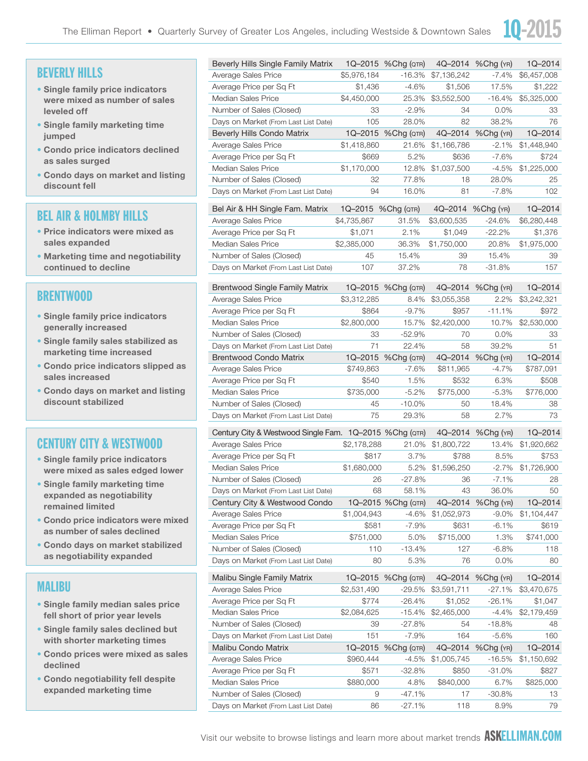## BEVERLY HILLS

- Single family price indicators were mixed as number of sales leveled off
- Single family marketing time jumped
- Condo price indicators declined as sales surged
- Condo days on market and listing discount fell

| Beverly Hills Single Family Matrix | 1Q–2015 | %Chg (QTR) | 4Q–2014 | %Chg (YR) | 1Q–2014 |
|---|---|---|---|---|---|
| Average Sales Price | $5,976,184 | -16.3% | $7,136,242 | -7.4% | $6,457,008 |
| Average Price per Sq Ft | $1,436 | -4.6% | $1,506 | 17.5% | $1,222 |
| Median Sales Price | $4,450,000 | 25.3% | $3,552,500 | -16.4% | $5,325,000 |
| Number of Sales (Closed) | 33 | -2.9% | 34 | 0.0% | 33 |
| Days on Market (From Last List Date) | 105 | 28.0% | 82 | 38.2% | 76 |

| Beverly Hills Condo Matrix | 1Q–2015 | %Chg (QTR) | 4Q–2014 | %Chg (YR) | 1Q–2014 |
|---|---|---|---|---|---|
| Average Sales Price | $1,418,860 | 21.6% | $1,166,786 | -2.1% | $1,448,940 |
| Average Price per Sq Ft | $669 | 5.2% | $636 | -7.6% | $724 |
| Median Sales Price | $1,170,000 | 12.8% | $1,037,500 | -4.5% | $1,225,000 |
| Number of Sales (Closed) | 32 | 77.8% | 18 | 28.0% | 25 |
| Days on Market (From Last List Date) | 94 | 16.0% | 81 | -7.8% | 102 |

## BEL AIR & HOLMBY HILLS

- Price indicators were mixed as sales expanded
- Marketing time and negotiability continued to decline

| Bel Air & HH Single Fam. Matrix | 1Q–2015 | %Chg (QTR) | 4Q–2014 | %Chg (YR) | 1Q–2014 |
|---|---|---|---|---|---|
| Average Sales Price | $4,735,867 | 31.5% | $3,600,535 | -24.6% | $6,280,448 |
| Average Price per Sq Ft | $1,071 | 2.1% | $1,049 | -22.2% | $1,376 |
| Median Sales Price | $2,385,000 | 36.3% | $1,750,000 | 20.8% | $1,975,000 |
| Number of Sales (Closed) | 45 | 15.4% | 39 | 15.4% | 39 |
| Days on Market (From Last List Date) | 107 | 37.2% | 78 | -31.8% | 157 |

## BRENTWOOD

- Single family price indicators generally increased
- Single family sales stabilized as marketing time increased
- Condo price indicators slipped as sales increased
- Condo days on market and listing discount stabilized

| Brentwood Single Family Matrix | 1Q–2015 | %Chg (QTR) | 4Q–2014 | %Chg (YR) | 1Q–2014 |
|---|---|---|---|---|---|
| Average Sales Price | $3,312,285 | 8.4% | $3,055,358 | 2.2% | $3,242,321 |
| Average Price per Sq Ft | $864 | -9.7% | $957 | -11.1% | $972 |
| Median Sales Price | $2,800,000 | 15.7% | $2,420,000 | 10.7% | $2,530,000 |
| Number of Sales (Closed) | 33 | -52.9% | 70 | 0.0% | 33 |
| Days on Market (From Last List Date) | 71 | 22.4% | 58 | 39.2% | 51 |

| Brentwood Condo Matrix | 1Q–2015 | %Chg (QTR) | 4Q–2014 | %Chg (YR) | 1Q–2014 |
|---|---|---|---|---|---|
| Average Sales Price | $749,863 | -7.6% | $811,965 | -4.7% | $787,091 |
| Average Price per Sq Ft | $540 | 1.5% | $532 | 6.3% | $508 |
| Median Sales Price | $735,000 | -5.2% | $775,000 | -5.3% | $776,000 |
| Number of Sales (Closed) | 45 | -10.0% | 50 | 18.4% | 38 |
| Days on Market (From Last List Date) | 75 | 29.3% | 58 | 2.7% | 73 |

## CENTURY CITY & WESTWOOD

- Single family price indicators were mixed as sales edged lower
- Single family marketing time expanded as negotiability remained limited
- Condo price indicators were mixed as number of sales declined
- Condo days on market stabilized as negotiability expanded

| Century City & Westwood Single Fam. | 1Q–2015 | %Chg (QTR) | 4Q–2014 | %Chg (YR) | 1Q–2014 |
|---|---|---|---|---|---|
| Average Sales Price | $2,178,288 | 21.0% | $1,800,722 | 13.4% | $1,920,662 |
| Average Price per Sq Ft | $817 | 3.7% | $788 | 8.5% | $753 |
| Median Sales Price | $1,680,000 | 5.2% | $1,596,250 | -2.7% | $1,726,900 |
| Number of Sales (Closed) | 26 | -27.8% | 36 | -7.1% | 28 |
| Days on Market (From Last List Date) | 68 | 58.1% | 43 | 36.0% | 50 |

| Century City & Westwood Condo | 1Q–2015 | %Chg (QTR) | 4Q–2014 | %Chg (YR) | 1Q–2014 |
|---|---|---|---|---|---|
| Average Sales Price | $1,004,943 | -4.6% | $1,052,973 | -9.0% | $1,104,447 |
| Average Price per Sq Ft | $581 | -7.9% | $631 | -6.1% | $619 |
| Median Sales Price | $751,000 | 5.0% | $715,000 | 1.3% | $741,000 |
| Number of Sales (Closed) | 110 | -13.4% | 127 | -6.8% | 118 |
| Days on Market (From Last List Date) | 80 | 5.3% | 76 | 0.0% | 80 |

## MALIBU

- Single family median sales price fell short of prior year levels
- Single family sales declined but with shorter marketing times
- Condo prices were mixed as sales declined
- Condo negotiability fell despite expanded marketing time

| Malibu Single Family Matrix | 1Q–2015 | %Chg (QTR) | 4Q–2014 | %Chg (YR) | 1Q–2014 |
|---|---|---|---|---|---|
| Average Sales Price | $2,531,490 | -29.5% | $3,591,711 | -27.1% | $3,470,675 |
| Average Price per Sq Ft | $774 | -26.4% | $1,052 | -26.1% | $1,047 |
| Median Sales Price | $2,084,625 | -15.4% | $2,465,000 | -4.4% | $2,179,459 |
| Number of Sales (Closed) | 39 | -27.8% | 54 | -18.8% | 48 |
| Days on Market (From Last List Date) | 151 | -7.9% | 164 | -5.6% | 160 |

| Malibu Condo Matrix | 1Q–2015 | %Chg (QTR) | 4Q–2014 | %Chg (YR) | 1Q–2014 |
|---|---|---|---|---|---|
| Average Sales Price | $960,444 | -4.5% | $1,005,745 | -16.5% | $1,150,692 |
| Average Price per Sq Ft | $571 | -32.8% | $850 | -31.0% | $827 |
| Median Sales Price | $880,000 | 4.8% | $840,000 | 6.7% | $825,000 |
| Number of Sales (Closed) | 9 | -47.1% | 17 | -30.8% | 13 |
| Days on Market (From Last List Date) | 86 | -27.1% | 118 | 8.9% | 79 |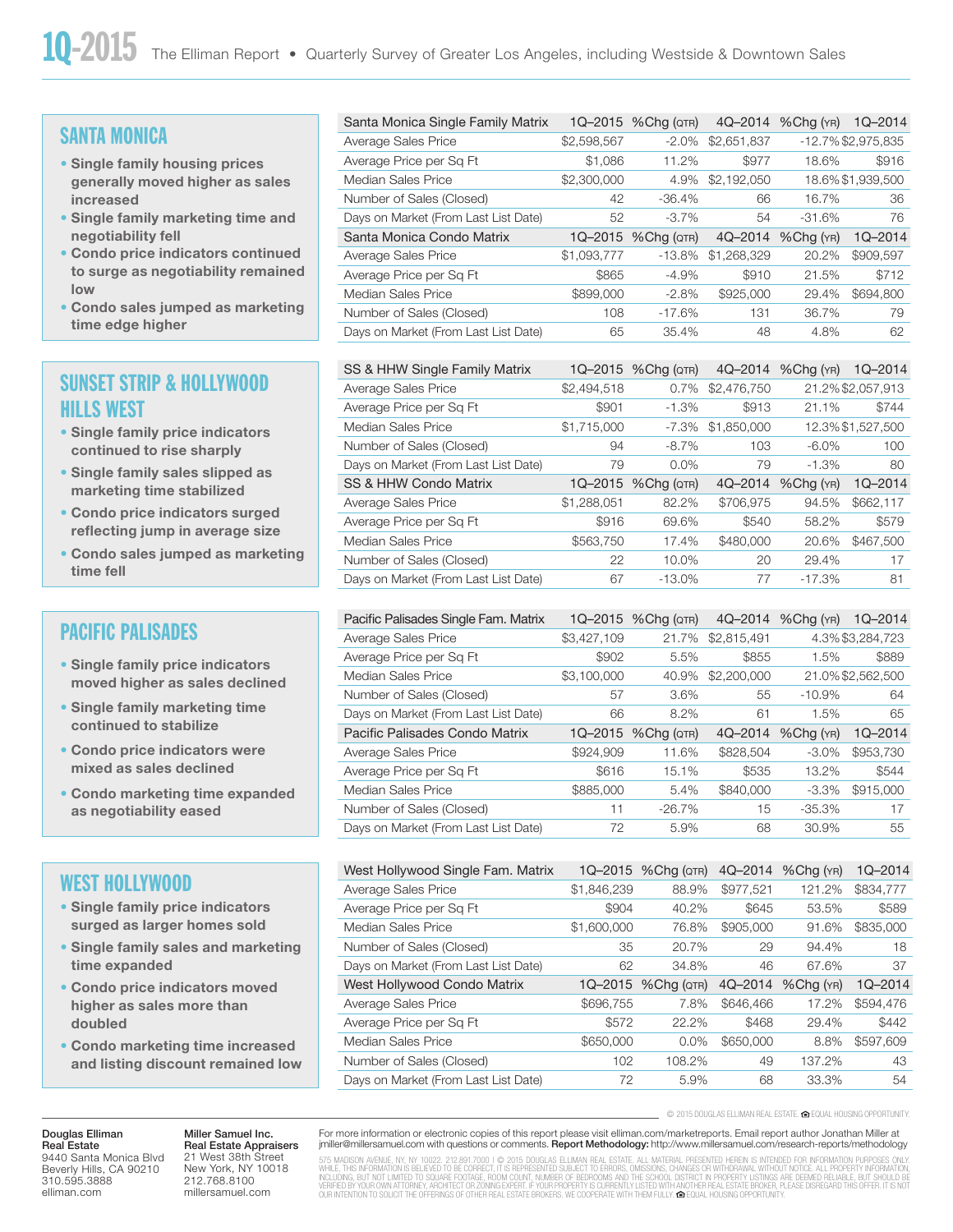# 1Q-2015 The Elliman Report • Quarterly Survey of Greater Los Angeles, including Westside & Downtown Sales

## SANTA MONICA

- Single family housing prices generally moved higher as sales increased
- Single family marketing time and negotiability fell
- Condo price indicators continued to surge as negotiability remained low
- Condo sales jumped as marketing time edge higher

| Santa Monica Single Family Matrix | 1Q–2015 | %Chg (QTR) | 4Q–2014 | %Chg (YR) | 1Q–2014 |
|---|---|---|---|---|---|
| Average Sales Price | $2,598,567 | -2.0% | $2,651,837 | -12.7% | $2,975,835 |
| Average Price per Sq Ft | $1,086 | 11.2% | $977 | 18.6% | $916 |
| Median Sales Price | $2,300,000 | 4.9% | $2,192,050 | 18.6% | $1,939,500 |
| Number of Sales (Closed) | 42 | -36.4% | 66 | 16.7% | 36 |
| Days on Market (From Last List Date) | 52 | -3.7% | 54 | -31.6% | 76 |

| Santa Monica Condo Matrix | 1Q–2015 | %Chg (QTR) | 4Q–2014 | %Chg (YR) | 1Q–2014 |
|---|---|---|---|---|---|
| Average Sales Price | $1,093,777 | -13.8% | $1,268,329 | 20.2% | $909,597 |
| Average Price per Sq Ft | $865 | -4.9% | $910 | 21.5% | $712 |
| Median Sales Price | $899,000 | -2.8% | $925,000 | 29.4% | $694,800 |
| Number of Sales (Closed) | 108 | -17.6% | 131 | 36.7% | 79 |
| Days on Market (From Last List Date) | 65 | 35.4% | 48 | 4.8% | 62 |

## SUNSET STRIP & HOLLYWOOD HILLS WEST

- Single family price indicators continued to rise sharply
- Single family sales slipped as marketing time stabilized
- Condo price indicators surged reflecting jump in average size
- Condo sales jumped as marketing time fell

| SS & HHW Single Family Matrix | 1Q–2015 | %Chg (QTR) | 4Q–2014 | %Chg (YR) | 1Q–2014 |
|---|---|---|---|---|---|
| Average Sales Price | $2,494,518 | 0.7% | $2,476,750 | 21.2% | $2,057,913 |
| Average Price per Sq Ft | $901 | -1.3% | $913 | 21.1% | $744 |
| Median Sales Price | $1,715,000 | -7.3% | $1,850,000 | 12.3% | $1,527,500 |
| Number of Sales (Closed) | 94 | -8.7% | 103 | -6.0% | 100 |
| Days on Market (From Last List Date) | 79 | 0.0% | 79 | -1.3% | 80 |

| SS & HHW Condo Matrix | 1Q–2015 | %Chg (QTR) | 4Q–2014 | %Chg (YR) | 1Q–2014 |
|---|---|---|---|---|---|
| Average Sales Price | $1,288,051 | 82.2% | $706,975 | 94.5% | $662,117 |
| Average Price per Sq Ft | $916 | 69.6% | $540 | 58.2% | $579 |
| Median Sales Price | $563,750 | 17.4% | $480,000 | 20.6% | $467,500 |
| Number of Sales (Closed) | 22 | 10.0% | 20 | 29.4% | 17 |
| Days on Market (From Last List Date) | 67 | -13.0% | 77 | -17.3% | 81 |

## PACIFIC PALISADES

- Single family price indicators moved higher as sales declined
- Single family marketing time continued to stabilize
- Condo price indicators were mixed as sales declined
- Condo marketing time expanded as negotiability eased

| Pacific Palisades Single Fam. Matrix | 1Q–2015 | %Chg (QTR) | 4Q–2014 | %Chg (YR) | 1Q–2014 |
|---|---|---|---|---|---|
| Average Sales Price | $3,427,109 | 21.7% | $2,815,491 | 4.3% | $3,284,723 |
| Average Price per Sq Ft | $902 | 5.5% | $855 | 1.5% | $889 |
| Median Sales Price | $3,100,000 | 40.9% | $2,200,000 | 21.0% | $2,562,500 |
| Number of Sales (Closed) | 57 | 3.6% | 55 | -10.9% | 64 |
| Days on Market (From Last List Date) | 66 | 8.2% | 61 | 1.5% | 65 |

| Pacific Palisades Condo Matrix | 1Q–2015 | %Chg (QTR) | 4Q–2014 | %Chg (YR) | 1Q–2014 |
|---|---|---|---|---|---|
| Average Sales Price | $924,909 | 11.6% | $828,504 | -3.0% | $953,730 |
| Average Price per Sq Ft | $616 | 15.1% | $535 | 13.2% | $544 |
| Median Sales Price | $885,000 | 5.4% | $840,000 | -3.3% | $915,000 |
| Number of Sales (Closed) | 11 | -26.7% | 15 | -35.3% | 17 |
| Days on Market (From Last List Date) | 72 | 5.9% | 68 | 30.9% | 55 |

## WEST HOLLYWOOD

- Single family price indicators surged as larger homes sold
- Single family sales and marketing time expanded
- Condo price indicators moved higher as sales more than doubled
- Condo marketing time increased and listing discount remained low

| West Hollywood Single Fam. Matrix | 1Q–2015 | %Chg (QTR) | 4Q–2014 | %Chg (YR) | 1Q–2014 |
|---|---|---|---|---|---|
| Average Sales Price | $1,846,239 | 88.9% | $977,521 | 121.2% | $834,777 |
| Average Price per Sq Ft | $904 | 40.2% | $645 | 53.5% | $589 |
| Median Sales Price | $1,600,000 | 76.8% | $905,000 | 91.6% | $835,000 |
| Number of Sales (Closed) | 35 | 20.7% | 29 | 94.4% | 18 |
| Days on Market (From Last List Date) | 62 | 34.8% | 46 | 67.6% | 37 |

| West Hollywood Condo Matrix | 1Q–2015 | %Chg (QTR) | 4Q–2014 | %Chg (YR) | 1Q–2014 |
|---|---|---|---|---|---|
| Average Sales Price | $696,755 | 7.8% | $646,466 | 17.2% | $594,476 |
| Average Price per Sq Ft | $572 | 22.2% | $468 | 29.4% | $442 |
| Median Sales Price | $650,000 | 0.0% | $650,000 | 8.8% | $597,609 |
| Number of Sales (Closed) | 102 | 108.2% | 49 | 137.2% | 43 |
| Days on Market (From Last List Date) | 72 | 5.9% | 68 | 33.3% | 54 |

© 2015 DOUGLAS ELLIMAN REAL ESTATE. EQUAL HOUSING OPPORTUNITY.

**Douglas Elliman Real Estate**
9440 Santa Monica Blvd
Beverly Hills, CA 90210
310.595.3888
elliman.com

**Miller Samuel Inc. Real Estate Appraisers**
21 West 38th Street
New York, NY 10018
212.768.8100
millersamuel.com

For more information or electronic copies of this report please visit elliman.com/marketreports. Email report author Jonathan Miller at jmiller@millersamuel.com with questions or comments. **Report Methodology:** http://www.millersamuel.com/research-reports/methodology

575 MADISON AVENUE, NY, NY 10022. 212.891.7000 | © 2015 DOUGLAS ELLIMAN REAL ESTATE. ALL MATERIAL PRESENTED HEREIN IS INTENDED FOR INFORMATION PURPOSES ONLY. WHILE, THIS INFORMATION IS BELIEVED TO BE CORRECT, IT IS REPRESENTED SUBJECT TO ERRORS, OMISSIONS, CHANGES OR WITHDRAWAL WITHOUT NOTICE. ALL PROPERTY INFORMATION, INCLUDING, BUT NOT LIMITED TO SQUARE FOOTAGE, ROOM COUNT, NUMBER OF BEDROOMS AND THE SCHOOL DISTRICT IN PROPERTY LISTINGS ARE DEEMED RELIABLE, BUT SHOULD BE VERIFIED BY YOUR OWN ATTORNEY, ARCHITECT OR ZONING EXPERT. IF YOUR PROPERTY IS CURRENTLY LISTED WITH ANOTHER REAL ESTATE BROKER, PLEASE DISREGARD THIS OFFER. IT IS NOT OUR INTENTION TO SOLICIT THE OFFERINGS OF OTHER REAL ESTATE BROKERS. WE COOPERATE WITH THEM FULLY. EQUAL HOUSING OPPORTUNITY.